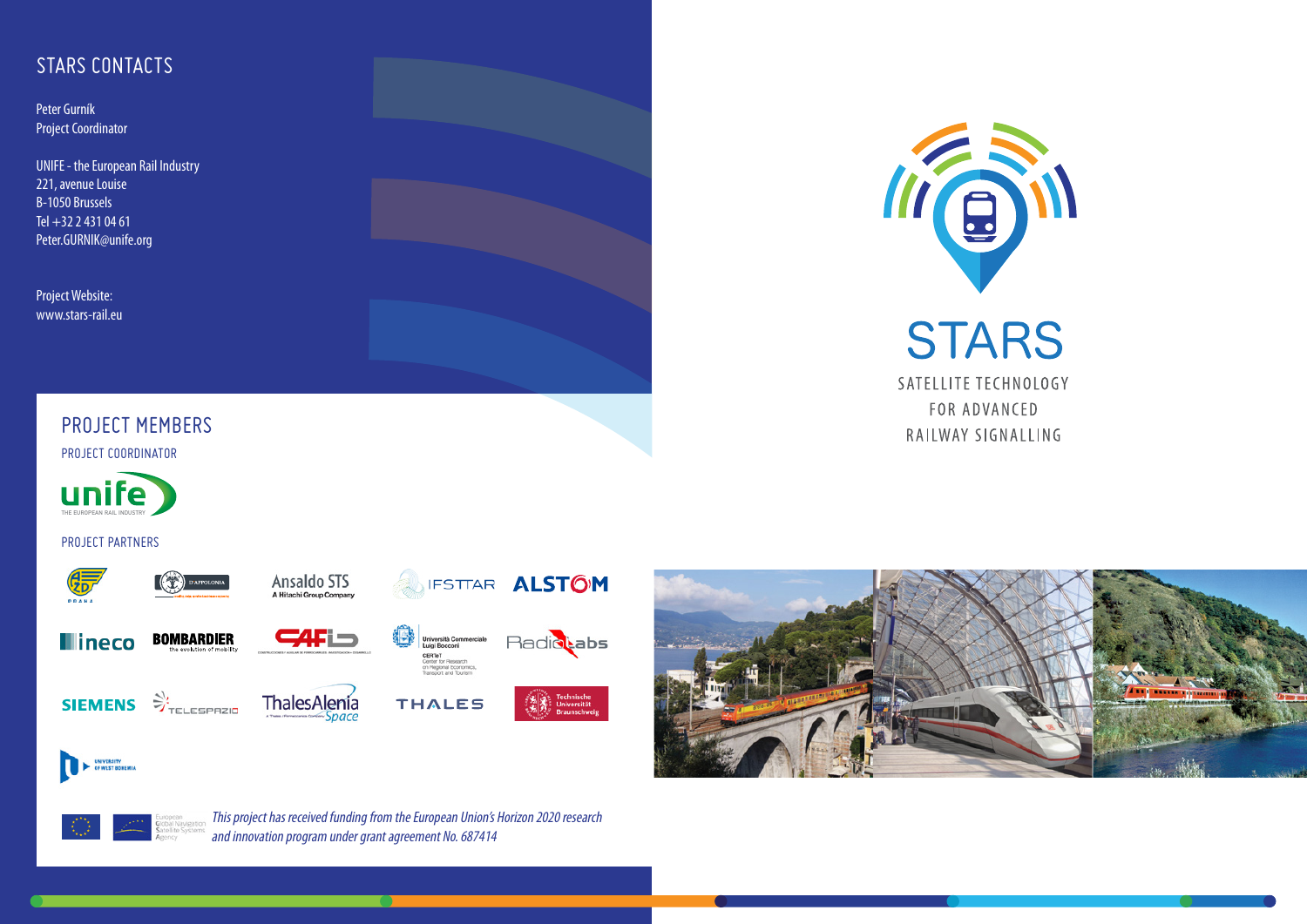## STARS CONTACTS

Peter Gurník
Project Coordinator

UNIFE - the European Rail Industry
221, avenue Louise
B-1050 Brussels
Tel +32 2 431 04 61
Peter.GURNIK@unife.org

Project Website:
www.stars-rail.eu

## PROJECT MEMBERS

PROJECT COORDINATOR

unife – THE EUROPEAN RAIL INDUSTRY

PROJECT PARTNERS

- AŽD Praha
- D'Appolonia
- Ansaldo STS – A Hitachi Group Company
- IFSTTAR
- ALSTOM
- ineco
- BOMBARDIER – the evolution of mobility
- CAF i+D
- Università Commerciale Luigi Bocconi – CERTeT Center for Research on Regional Economics, Transport and Tourism
- RadioLabs
- SIEMENS
- TELESPAZIO
- ThalesAlenia Space
- THALES
- Technische Universität Braunschweig
- University of West Bohemia

European Global Navigation Satellite Systems Agency

*This project has received funding from the European Union's Horizon 2020 research and innovation program under grant agreement No. 687414*

# STARS

SATELLITE TECHNOLOGY
FOR ADVANCED
RAILWAY SIGNALLING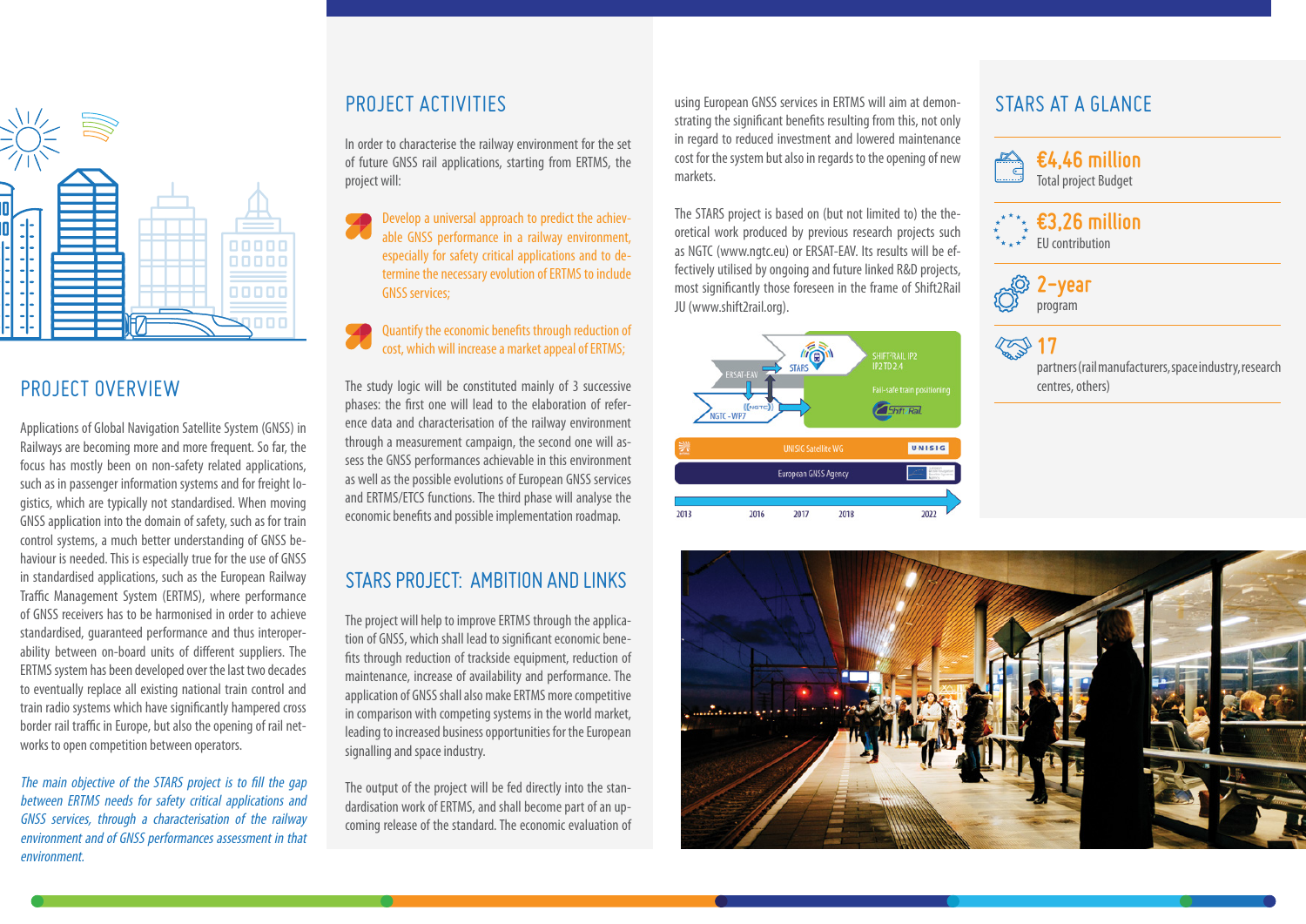## PROJECT OVERVIEW

Applications of Global Navigation Satellite System (GNSS) in Railways are becoming more and more frequent. So far, the focus has mostly been on non-safety related applications, such as in passenger information systems and for freight logistics, which are typically not standardised. When moving GNSS application into the domain of safety, such as for train control systems, a much better understanding of GNSS behaviour is needed. This is especially true for the use of GNSS in standardised applications, such as the European Railway Traffic Management System (ERTMS), where performance of GNSS receivers has to be harmonised in order to achieve standardised, guaranteed performance and thus interoperability between on-board units of different suppliers. The ERTMS system has been developed over the last two decades to eventually replace all existing national train control and train radio systems which have significantly hampered cross border rail traffic in Europe, but also the opening of rail networks to open competition between operators.

*The main objective of the STARS project is to fill the gap between ERTMS needs for safety critical applications and GNSS services, through a characterisation of the railway environment and of GNSS performances assessment in that environment.*

## PROJECT ACTIVITIES

In order to characterise the railway environment for the set of future GNSS rail applications, starting from ERTMS, the project will:

- Develop a universal approach to predict the achievable GNSS performance in a railway environment, especially for safety critical applications and to determine the necessary evolution of ERTMS to include GNSS services;
- Quantify the economic benefits through reduction of cost, which will increase a market appeal of ERTMS;

The study logic will be constituted mainly of 3 successive phases: the first one will lead to the elaboration of reference data and characterisation of the railway environment through a measurement campaign, the second one will assess the GNSS performances achievable in this environment as well as the possible evolutions of European GNSS services and ERTMS/ETCS functions. The third phase will analyse the economic benefits and possible implementation roadmap.

## STARS PROJECT: AMBITION AND LINKS

The project will help to improve ERTMS through the application of GNSS, which shall lead to significant economic benefits through reduction of trackside equipment, reduction of maintenance, increase of availability and performance. The application of GNSS shall also make ERTMS more competitive in comparison with competing systems in the world market, leading to increased business opportunities for the European signalling and space industry.

The output of the project will be fed directly into the standardisation work of ERTMS, and shall become part of an upcoming release of the standard. The economic evaluation of using European GNSS services in ERTMS will aim at demonstrating the significant benefits resulting from this, not only in regard to reduced investment and lowered maintenance cost for the system but also in regards to the opening of new markets.

The STARS project is based on (but not limited to) the theoretical work produced by previous research projects such as NGTC (www.ngtc.eu) or ERSAT-EAV. Its results will be effectively utilised by ongoing and future linked R&D projects, most significantly those foreseen in the frame of Shift2Rail JU (www.shift2rail.org).

ERSAT-EAV
STARS
NGTC - WP7
SHIFT2RAIL IP2
IP2 TD 2.4
Fail-safe train positioning
Shift2Rail
UNISIG Satellite WG
UNISIG
European GNSS Agency
2013
2016
2017
2018
2022

## STARS AT A GLANCE

**€4,46 million**
Total project Budget

**€3,26 million**
EU contribution

**2-year**
program

**17**
partners (rail manufacturers, space industry, research centres, others)